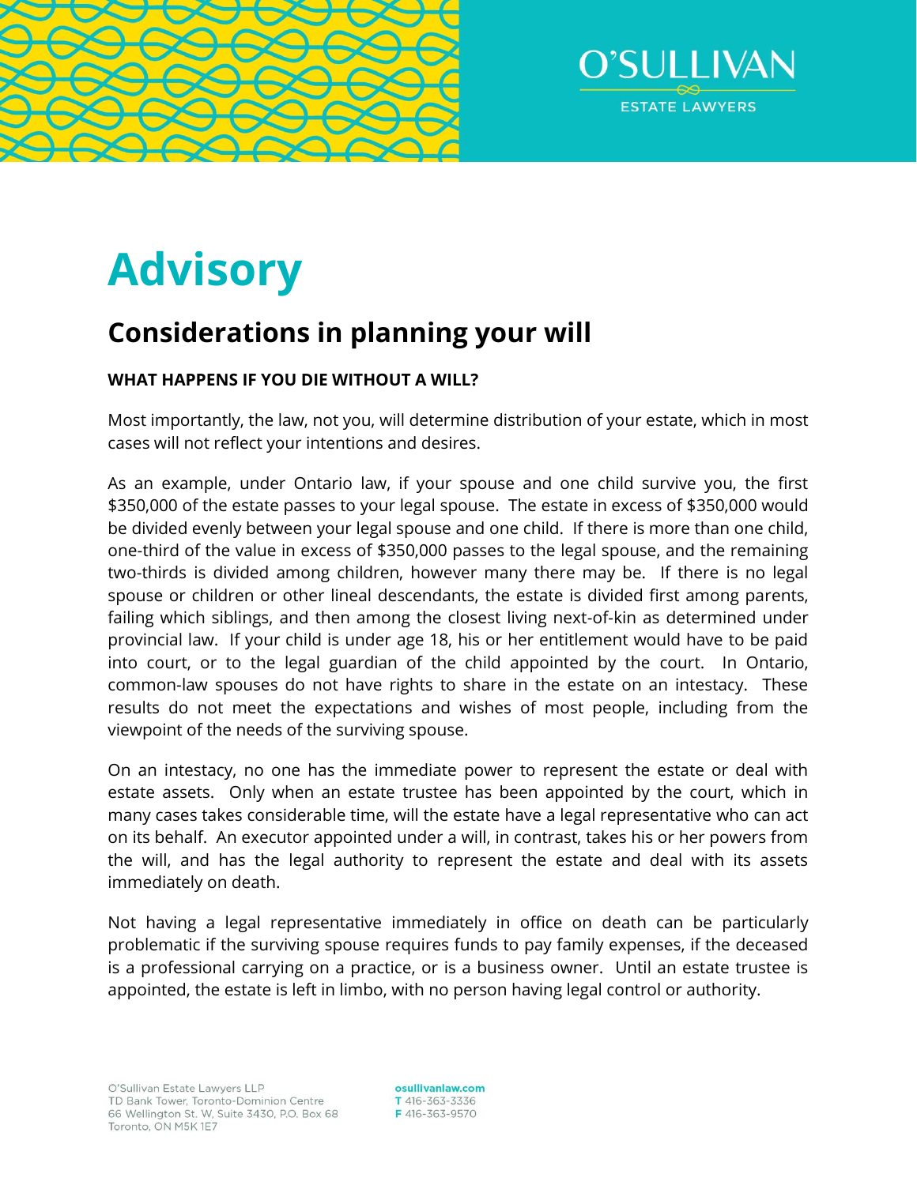# Advisory

## Considerations in planning your will

**WHAT HAPPENS IF YOU DIE WITHOUT A WILL?**

Most importantly, the law, not you, will determine distribution of your estate, which in most cases will not reflect your intentions and desires.

As an example, under Ontario law, if your spouse and one child survive you, the first $350,000 of the estate passes to your legal spouse. The estate in excess of $350,000 would be divided evenly between your legal spouse and one child. If there is more than one child, one-third of the value in excess of $350,000 passes to the legal spouse, and the remaining two-thirds is divided among children, however many there may be. If there is no legal spouse or children or other lineal descendants, the estate is divided first among parents, failing which siblings, and then among the closest living next-of-kin as determined under provincial law. If your child is under age 18, his or her entitlement would have to be paid into court, or to the legal guardian of the child appointed by the court. In Ontario, common-law spouses do not have rights to share in the estate on an intestacy. These results do not meet the expectations and wishes of most people, including from the viewpoint of the needs of the surviving spouse.

On an intestacy, no one has the immediate power to represent the estate or deal with estate assets. Only when an estate trustee has been appointed by the court, which in many cases takes considerable time, will the estate have a legal representative who can act on its behalf. An executor appointed under a will, in contrast, takes his or her powers from the will, and has the legal authority to represent the estate and deal with its assets immediately on death.

Not having a legal representative immediately in office on death can be particularly problematic if the surviving spouse requires funds to pay family expenses, if the deceased is a professional carrying on a practice, or is a business owner. Until an estate trustee is appointed, the estate is left in limbo, with no person having legal control or authority.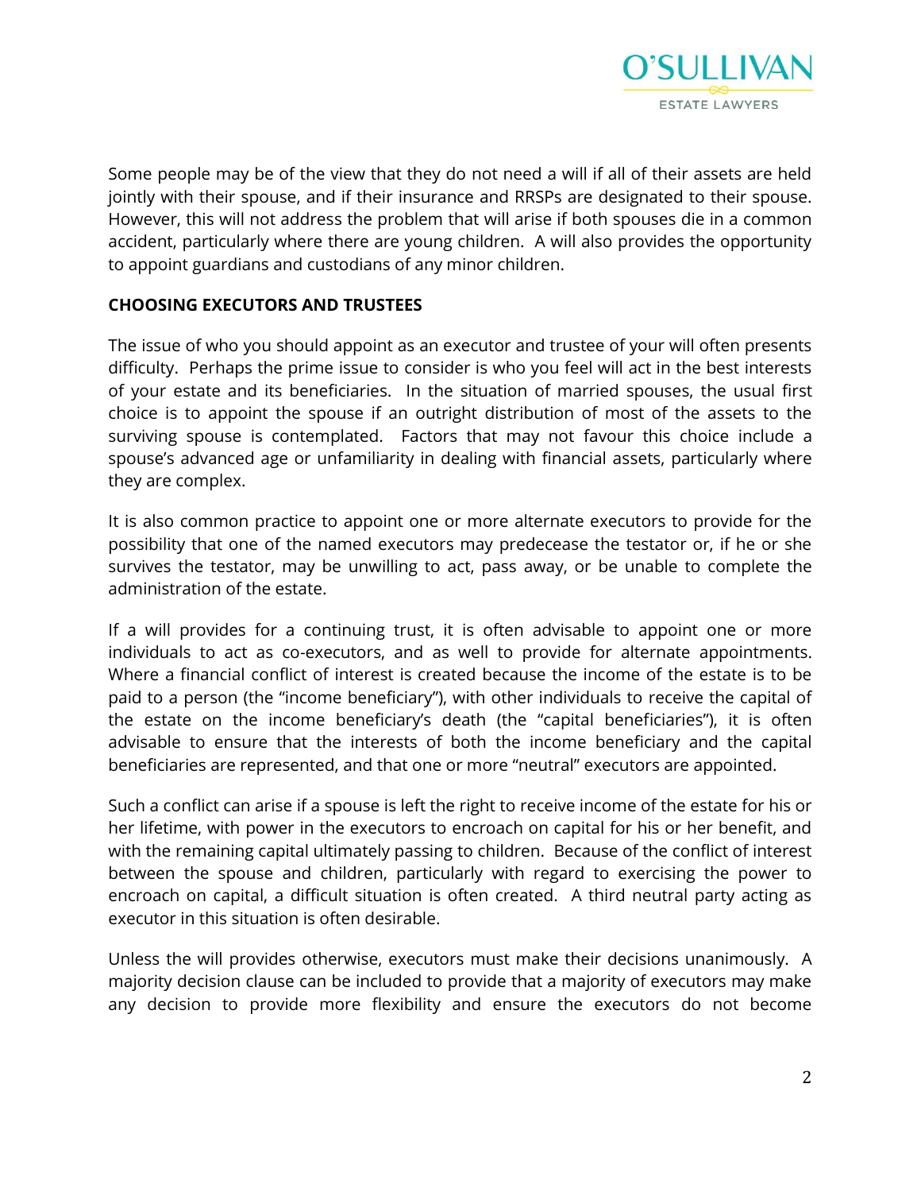Some people may be of the view that they do not need a will if all of their assets are held jointly with their spouse, and if their insurance and RRSPs are designated to their spouse. However, this will not address the problem that will arise if both spouses die in a common accident, particularly where there are young children. A will also provides the opportunity to appoint guardians and custodians of any minor children.

## CHOOSING EXECUTORS AND TRUSTEES

The issue of who you should appoint as an executor and trustee of your will often presents difficulty. Perhaps the prime issue to consider is who you feel will act in the best interests of your estate and its beneficiaries. In the situation of married spouses, the usual first choice is to appoint the spouse if an outright distribution of most of the assets to the surviving spouse is contemplated. Factors that may not favour this choice include a spouse's advanced age or unfamiliarity in dealing with financial assets, particularly where they are complex.

It is also common practice to appoint one or more alternate executors to provide for the possibility that one of the named executors may predecease the testator or, if he or she survives the testator, may be unwilling to act, pass away, or be unable to complete the administration of the estate.

If a will provides for a continuing trust, it is often advisable to appoint one or more individuals to act as co-executors, and as well to provide for alternate appointments. Where a financial conflict of interest is created because the income of the estate is to be paid to a person (the "income beneficiary"), with other individuals to receive the capital of the estate on the income beneficiary's death (the "capital beneficiaries"), it is often advisable to ensure that the interests of both the income beneficiary and the capital beneficiaries are represented, and that one or more "neutral" executors are appointed.

Such a conflict can arise if a spouse is left the right to receive income of the estate for his or her lifetime, with power in the executors to encroach on capital for his or her benefit, and with the remaining capital ultimately passing to children. Because of the conflict of interest between the spouse and children, particularly with regard to exercising the power to encroach on capital, a difficult situation is often created. A third neutral party acting as executor in this situation is often desirable.

Unless the will provides otherwise, executors must make their decisions unanimously. A majority decision clause can be included to provide that a majority of executors may make any decision to provide more flexibility and ensure the executors do not become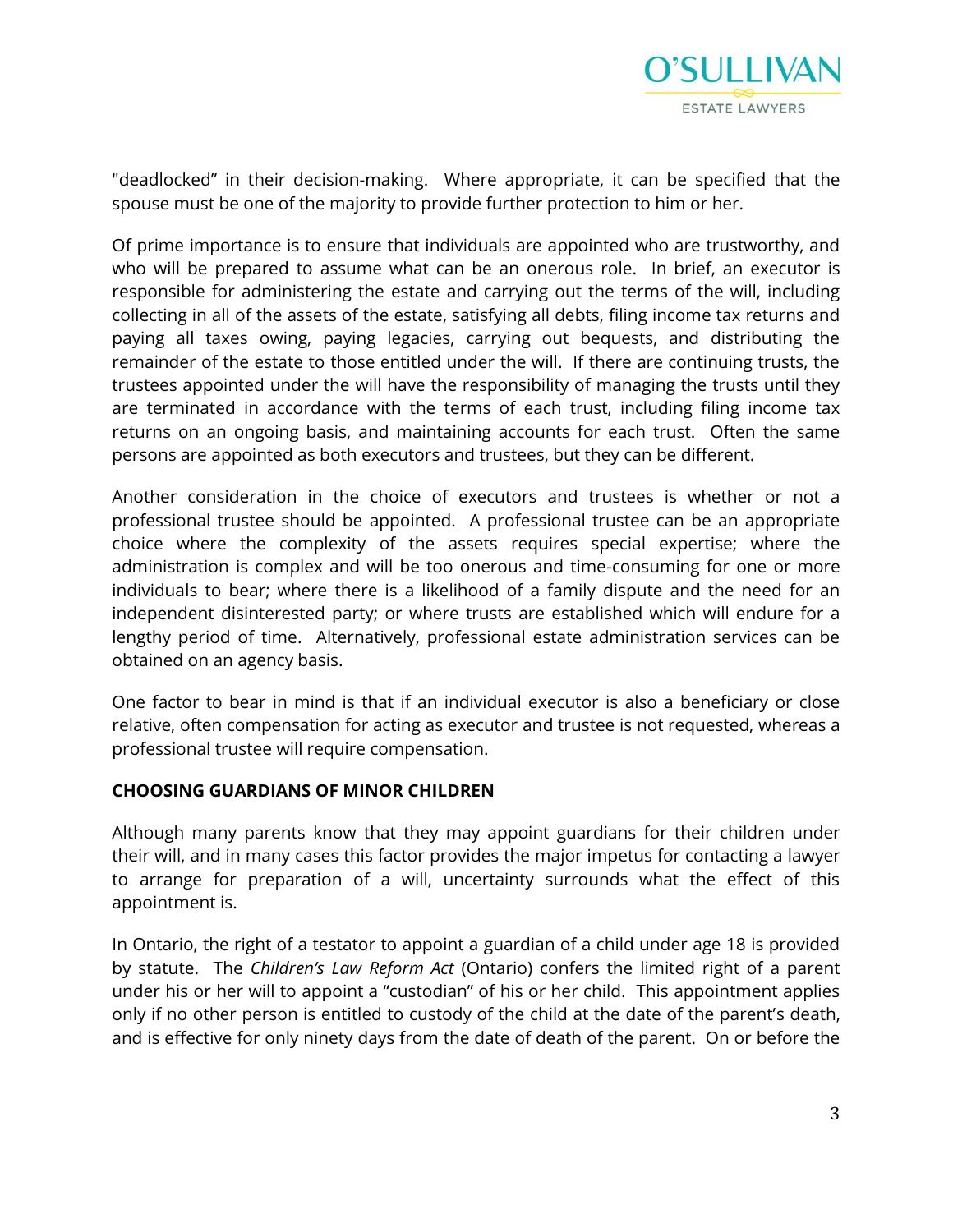"deadlocked" in their decision-making. Where appropriate, it can be specified that the spouse must be one of the majority to provide further protection to him or her.

Of prime importance is to ensure that individuals are appointed who are trustworthy, and who will be prepared to assume what can be an onerous role. In brief, an executor is responsible for administering the estate and carrying out the terms of the will, including collecting in all of the assets of the estate, satisfying all debts, filing income tax returns and paying all taxes owing, paying legacies, carrying out bequests, and distributing the remainder of the estate to those entitled under the will. If there are continuing trusts, the trustees appointed under the will have the responsibility of managing the trusts until they are terminated in accordance with the terms of each trust, including filing income tax returns on an ongoing basis, and maintaining accounts for each trust. Often the same persons are appointed as both executors and trustees, but they can be different.

Another consideration in the choice of executors and trustees is whether or not a professional trustee should be appointed. A professional trustee can be an appropriate choice where the complexity of the assets requires special expertise; where the administration is complex and will be too onerous and time-consuming for one or more individuals to bear; where there is a likelihood of a family dispute and the need for an independent disinterested party; or where trusts are established which will endure for a lengthy period of time. Alternatively, professional estate administration services can be obtained on an agency basis.

One factor to bear in mind is that if an individual executor is also a beneficiary or close relative, often compensation for acting as executor and trustee is not requested, whereas a professional trustee will require compensation.

**CHOOSING GUARDIANS OF MINOR CHILDREN**

Although many parents know that they may appoint guardians for their children under their will, and in many cases this factor provides the major impetus for contacting a lawyer to arrange for preparation of a will, uncertainty surrounds what the effect of this appointment is.

In Ontario, the right of a testator to appoint a guardian of a child under age 18 is provided by statute. The *Children's Law Reform Act* (Ontario) confers the limited right of a parent under his or her will to appoint a "custodian" of his or her child. This appointment applies only if no other person is entitled to custody of the child at the date of the parent's death, and is effective for only ninety days from the date of death of the parent. On or before the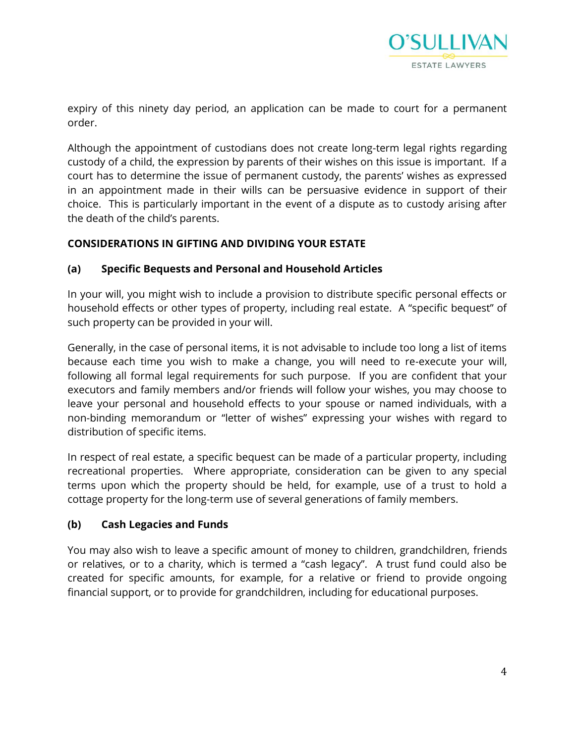expiry of this ninety day period, an application can be made to court for a permanent order.

Although the appointment of custodians does not create long-term legal rights regarding custody of a child, the expression by parents of their wishes on this issue is important. If a court has to determine the issue of permanent custody, the parents' wishes as expressed in an appointment made in their wills can be persuasive evidence in support of their choice. This is particularly important in the event of a dispute as to custody arising after the death of the child's parents.

## CONSIDERATIONS IN GIFTING AND DIVIDING YOUR ESTATE

### (a) Specific Bequests and Personal and Household Articles

In your will, you might wish to include a provision to distribute specific personal effects or household effects or other types of property, including real estate. A "specific bequest" of such property can be provided in your will.

Generally, in the case of personal items, it is not advisable to include too long a list of items because each time you wish to make a change, you will need to re-execute your will, following all formal legal requirements for such purpose. If you are confident that your executors and family members and/or friends will follow your wishes, you may choose to leave your personal and household effects to your spouse or named individuals, with a non-binding memorandum or "letter of wishes" expressing your wishes with regard to distribution of specific items.

In respect of real estate, a specific bequest can be made of a particular property, including recreational properties. Where appropriate, consideration can be given to any special terms upon which the property should be held, for example, use of a trust to hold a cottage property for the long-term use of several generations of family members.

### (b) Cash Legacies and Funds

You may also wish to leave a specific amount of money to children, grandchildren, friends or relatives, or to a charity, which is termed a "cash legacy". A trust fund could also be created for specific amounts, for example, for a relative or friend to provide ongoing financial support, or to provide for grandchildren, including for educational purposes.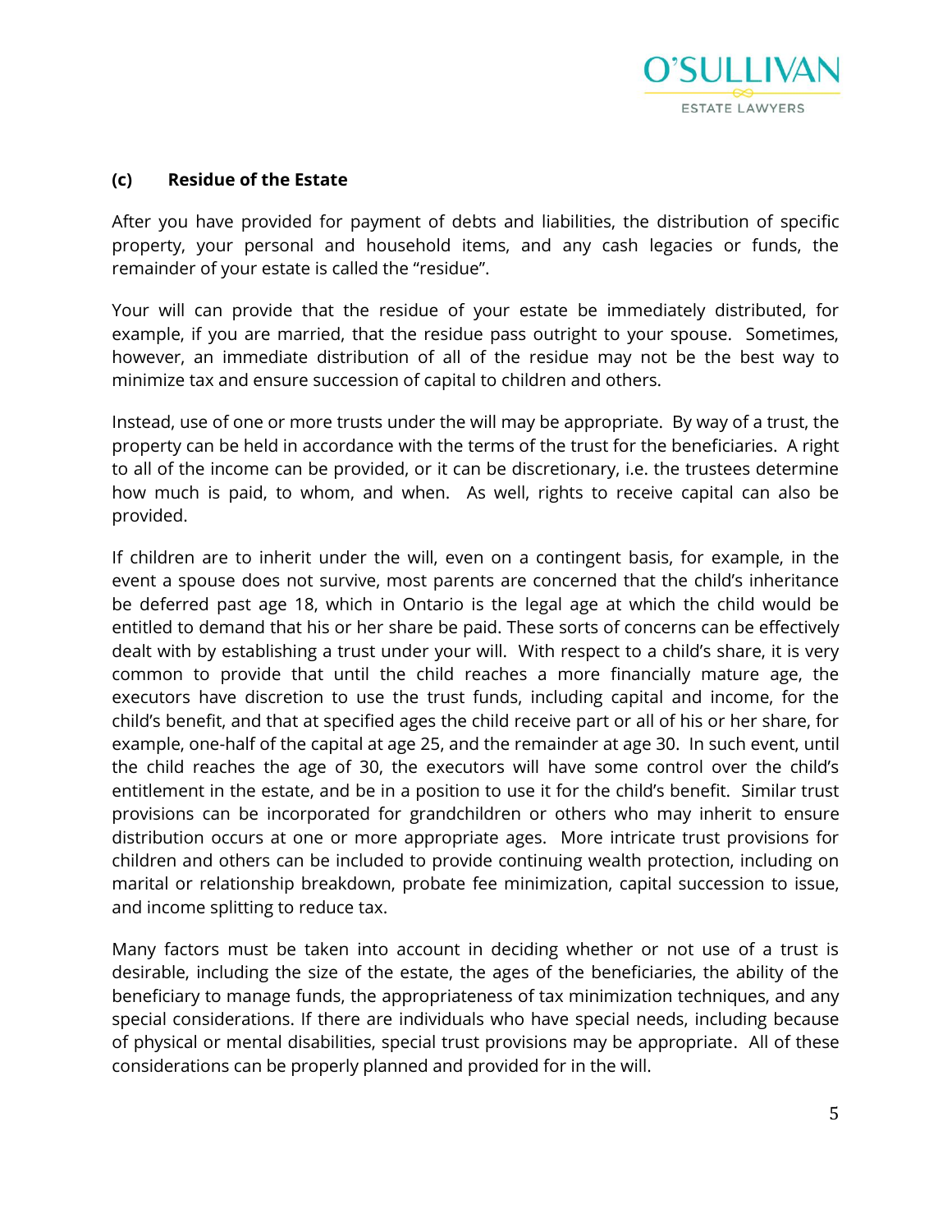### (c) Residue of the Estate

After you have provided for payment of debts and liabilities, the distribution of specific property, your personal and household items, and any cash legacies or funds, the remainder of your estate is called the "residue".

Your will can provide that the residue of your estate be immediately distributed, for example, if you are married, that the residue pass outright to your spouse. Sometimes, however, an immediate distribution of all of the residue may not be the best way to minimize tax and ensure succession of capital to children and others.

Instead, use of one or more trusts under the will may be appropriate. By way of a trust, the property can be held in accordance with the terms of the trust for the beneficiaries. A right to all of the income can be provided, or it can be discretionary, i.e. the trustees determine how much is paid, to whom, and when. As well, rights to receive capital can also be provided.

If children are to inherit under the will, even on a contingent basis, for example, in the event a spouse does not survive, most parents are concerned that the child's inheritance be deferred past age 18, which in Ontario is the legal age at which the child would be entitled to demand that his or her share be paid. These sorts of concerns can be effectively dealt with by establishing a trust under your will. With respect to a child's share, it is very common to provide that until the child reaches a more financially mature age, the executors have discretion to use the trust funds, including capital and income, for the child's benefit, and that at specified ages the child receive part or all of his or her share, for example, one-half of the capital at age 25, and the remainder at age 30. In such event, until the child reaches the age of 30, the executors will have some control over the child's entitlement in the estate, and be in a position to use it for the child's benefit. Similar trust provisions can be incorporated for grandchildren or others who may inherit to ensure distribution occurs at one or more appropriate ages. More intricate trust provisions for children and others can be included to provide continuing wealth protection, including on marital or relationship breakdown, probate fee minimization, capital succession to issue, and income splitting to reduce tax.

Many factors must be taken into account in deciding whether or not use of a trust is desirable, including the size of the estate, the ages of the beneficiaries, the ability of the beneficiary to manage funds, the appropriateness of tax minimization techniques, and any special considerations. If there are individuals who have special needs, including because of physical or mental disabilities, special trust provisions may be appropriate. All of these considerations can be properly planned and provided for in the will.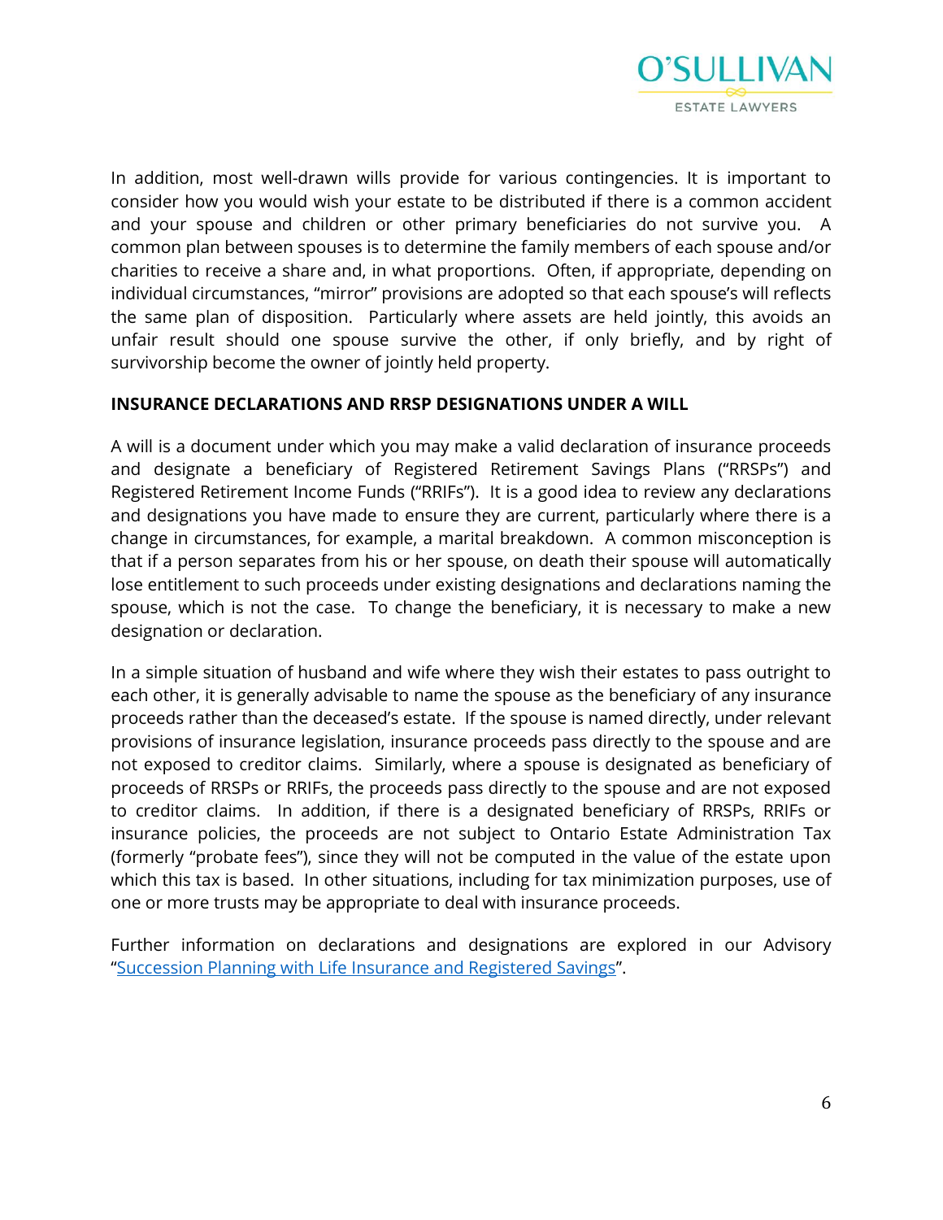In addition, most well-drawn wills provide for various contingencies. It is important to consider how you would wish your estate to be distributed if there is a common accident and your spouse and children or other primary beneficiaries do not survive you. A common plan between spouses is to determine the family members of each spouse and/or charities to receive a share and, in what proportions. Often, if appropriate, depending on individual circumstances, "mirror" provisions are adopted so that each spouse's will reflects the same plan of disposition. Particularly where assets are held jointly, this avoids an unfair result should one spouse survive the other, if only briefly, and by right of survivorship become the owner of jointly held property.

## INSURANCE DECLARATIONS AND RRSP DESIGNATIONS UNDER A WILL

A will is a document under which you may make a valid declaration of insurance proceeds and designate a beneficiary of Registered Retirement Savings Plans ("RRSPs") and Registered Retirement Income Funds ("RRIFs"). It is a good idea to review any declarations and designations you have made to ensure they are current, particularly where there is a change in circumstances, for example, a marital breakdown. A common misconception is that if a person separates from his or her spouse, on death their spouse will automatically lose entitlement to such proceeds under existing designations and declarations naming the spouse, which is not the case. To change the beneficiary, it is necessary to make a new designation or declaration.

In a simple situation of husband and wife where they wish their estates to pass outright to each other, it is generally advisable to name the spouse as the beneficiary of any insurance proceeds rather than the deceased's estate. If the spouse is named directly, under relevant provisions of insurance legislation, insurance proceeds pass directly to the spouse and are not exposed to creditor claims. Similarly, where a spouse is designated as beneficiary of proceeds of RRSPs or RRIFs, the proceeds pass directly to the spouse and are not exposed to creditor claims. In addition, if there is a designated beneficiary of RRSPs, RRIFs or insurance policies, the proceeds are not subject to Ontario Estate Administration Tax (formerly "probate fees"), since they will not be computed in the value of the estate upon which this tax is based. In other situations, including for tax minimization purposes, use of one or more trusts may be appropriate to deal with insurance proceeds.

Further information on declarations and designations are explored in our Advisory "Succession Planning with Life Insurance and Registered Savings".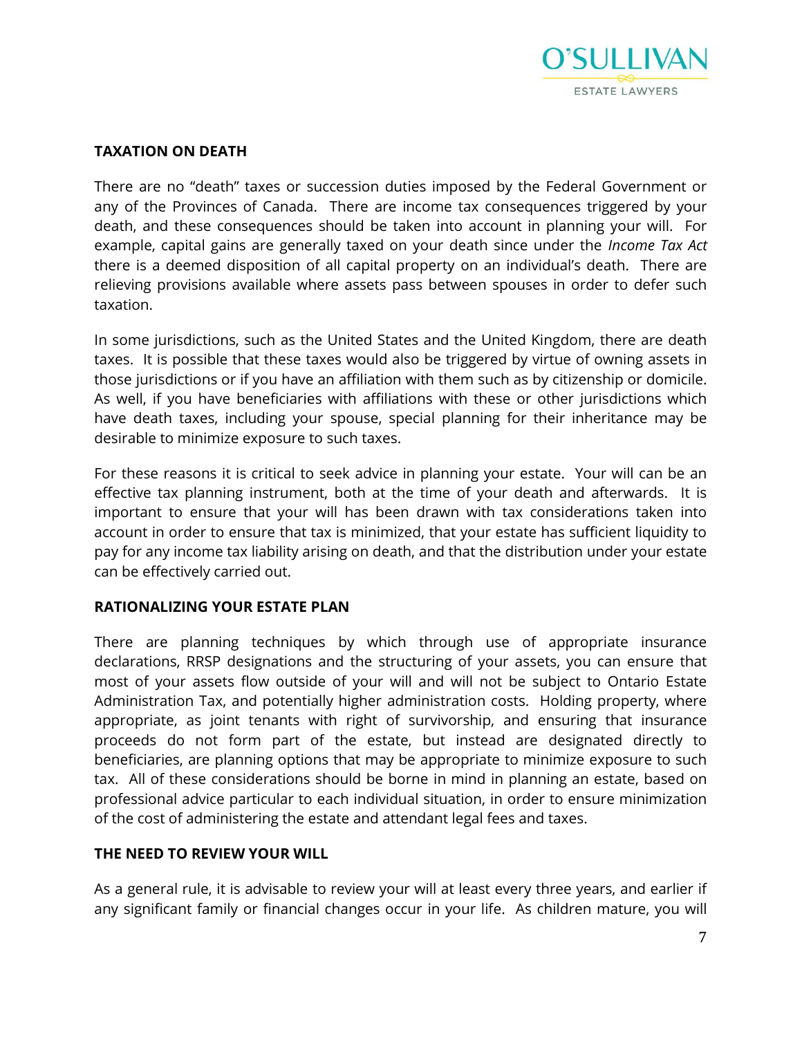## TAXATION ON DEATH

There are no "death" taxes or succession duties imposed by the Federal Government or any of the Provinces of Canada. There are income tax consequences triggered by your death, and these consequences should be taken into account in planning your will. For example, capital gains are generally taxed on your death since under the *Income Tax Act* there is a deemed disposition of all capital property on an individual's death. There are relieving provisions available where assets pass between spouses in order to defer such taxation.

In some jurisdictions, such as the United States and the United Kingdom, there are death taxes. It is possible that these taxes would also be triggered by virtue of owning assets in those jurisdictions or if you have an affiliation with them such as by citizenship or domicile. As well, if you have beneficiaries with affiliations with these or other jurisdictions which have death taxes, including your spouse, special planning for their inheritance may be desirable to minimize exposure to such taxes.

For these reasons it is critical to seek advice in planning your estate. Your will can be an effective tax planning instrument, both at the time of your death and afterwards. It is important to ensure that your will has been drawn with tax considerations taken into account in order to ensure that tax is minimized, that your estate has sufficient liquidity to pay for any income tax liability arising on death, and that the distribution under your estate can be effectively carried out.

## RATIONALIZING YOUR ESTATE PLAN

There are planning techniques by which through use of appropriate insurance declarations, RRSP designations and the structuring of your assets, you can ensure that most of your assets flow outside of your will and will not be subject to Ontario Estate Administration Tax, and potentially higher administration costs. Holding property, where appropriate, as joint tenants with right of survivorship, and ensuring that insurance proceeds do not form part of the estate, but instead are designated directly to beneficiaries, are planning options that may be appropriate to minimize exposure to such tax. All of these considerations should be borne in mind in planning an estate, based on professional advice particular to each individual situation, in order to ensure minimization of the cost of administering the estate and attendant legal fees and taxes.

## THE NEED TO REVIEW YOUR WILL

As a general rule, it is advisable to review your will at least every three years, and earlier if any significant family or financial changes occur in your life. As children mature, you will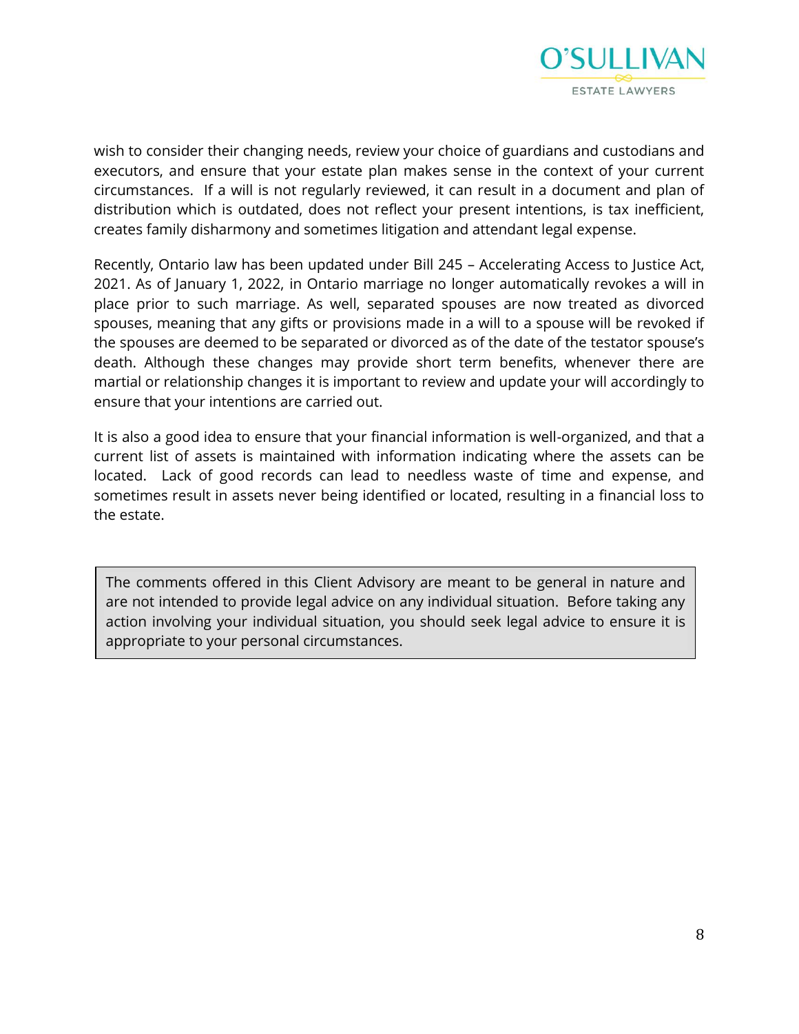wish to consider their changing needs, review your choice of guardians and custodians and executors, and ensure that your estate plan makes sense in the context of your current circumstances. If a will is not regularly reviewed, it can result in a document and plan of distribution which is outdated, does not reflect your present intentions, is tax inefficient, creates family disharmony and sometimes litigation and attendant legal expense.

Recently, Ontario law has been updated under Bill 245 – Accelerating Access to Justice Act, 2021. As of January 1, 2022, in Ontario marriage no longer automatically revokes a will in place prior to such marriage. As well, separated spouses are now treated as divorced spouses, meaning that any gifts or provisions made in a will to a spouse will be revoked if the spouses are deemed to be separated or divorced as of the date of the testator spouse's death. Although these changes may provide short term benefits, whenever there are martial or relationship changes it is important to review and update your will accordingly to ensure that your intentions are carried out.

It is also a good idea to ensure that your financial information is well-organized, and that a current list of assets is maintained with information indicating where the assets can be located. Lack of good records can lead to needless waste of time and expense, and sometimes result in assets never being identified or located, resulting in a financial loss to the estate.

> The comments offered in this Client Advisory are meant to be general in nature and are not intended to provide legal advice on any individual situation. Before taking any action involving your individual situation, you should seek legal advice to ensure it is appropriate to your personal circumstances.